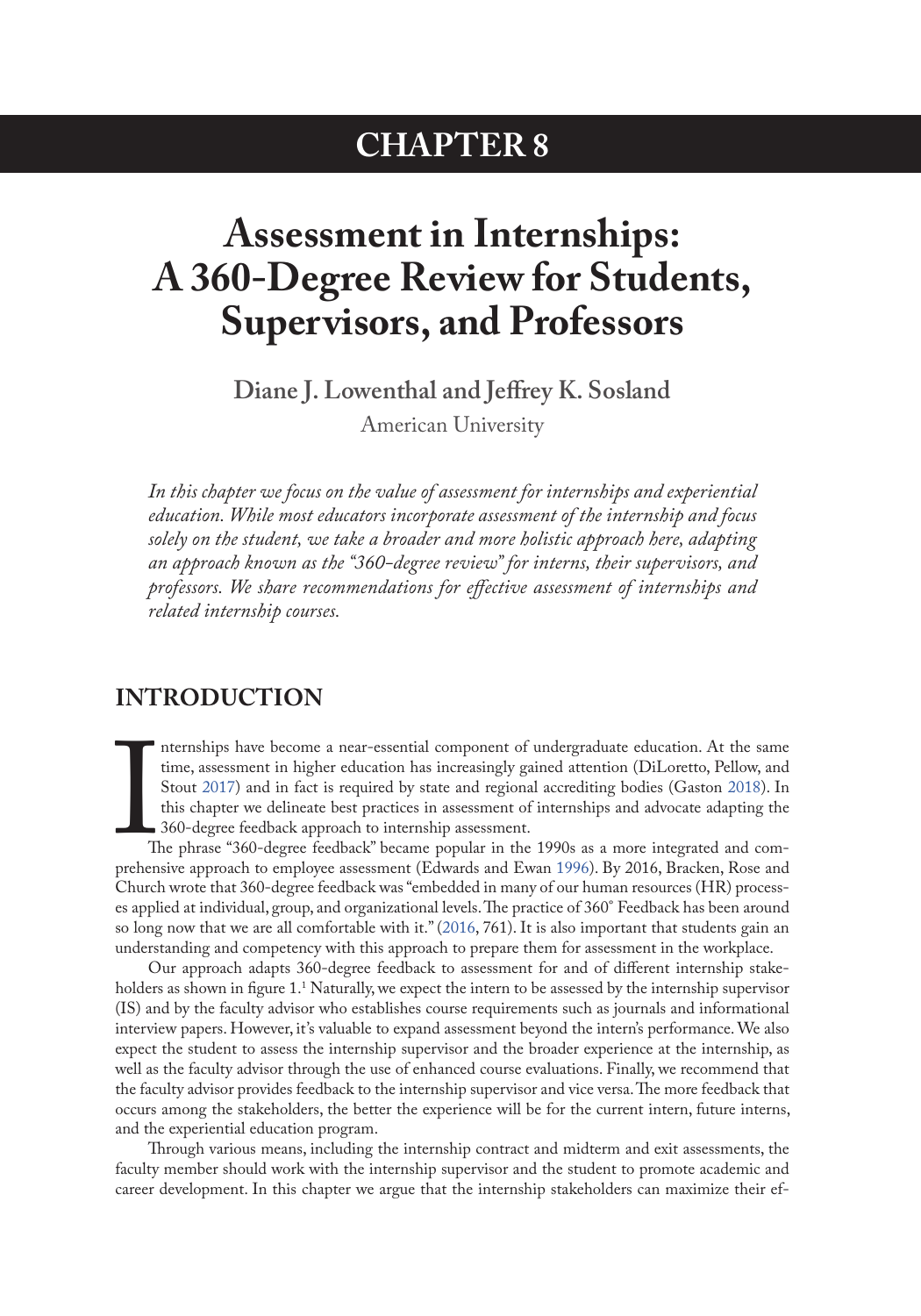# CHAPTER 8

# Assessment in Internships: A 360-Degree Review for Students, Supervisors, and Professors

**Diane J. Lowenthal and Jeffrey K. Sosland**

American University

*In this chapter we focus on the value of assessment for internships and experiential education. While most educators incorporate assessment of the internship and focus solely on the student, we take a broader and more holistic approach here, adapting an approach known as the "360-degree review" for interns, their supervisors, and professors. We share recommendations for effective assessment of internships and related internship courses.*

## INTRODUCTION

Internships have become a near-essential component of undergraduate education. At the same time, assessment in higher education has increasingly gained attention (DiLoretto, Pellow, and Stout 2017) and in fact is required by state and regional accrediting bodies (Gaston 2018). In this chapter we delineate best practices in assessment of internships and advocate adapting the 360-degree feedback approach to internship assessment.

The phrase "360-degree feedback" became popular in the 1990s as a more integrated and comprehensive approach to employee assessment (Edwards and Ewan 1996). By 2016, Bracken, Rose and Church wrote that 360-degree feedback was "embedded in many of our human resources (HR) processes applied at individual, group, and organizational levels. The practice of 360° Feedback has been around so long now that we are all comfortable with it." (2016, 761). It is also important that students gain an understanding and competency with this approach to prepare them for assessment in the workplace.

Our approach adapts 360-degree feedback to assessment for and of different internship stakeholders as shown in figure 1.[1] Naturally, we expect the intern to be assessed by the internship supervisor (IS) and by the faculty advisor who establishes course requirements such as journals and informational interview papers. However, it's valuable to expand assessment beyond the intern's performance. We also expect the student to assess the internship supervisor and the broader experience at the internship, as well as the faculty advisor through the use of enhanced course evaluations. Finally, we recommend that the faculty advisor provides feedback to the internship supervisor and vice versa. The more feedback that occurs among the stakeholders, the better the experience will be for the current intern, future interns, and the experiential education program.

Through various means, including the internship contract and midterm and exit assessments, the faculty member should work with the internship supervisor and the student to promote academic and career development. In this chapter we argue that the internship stakeholders can maximize their ef-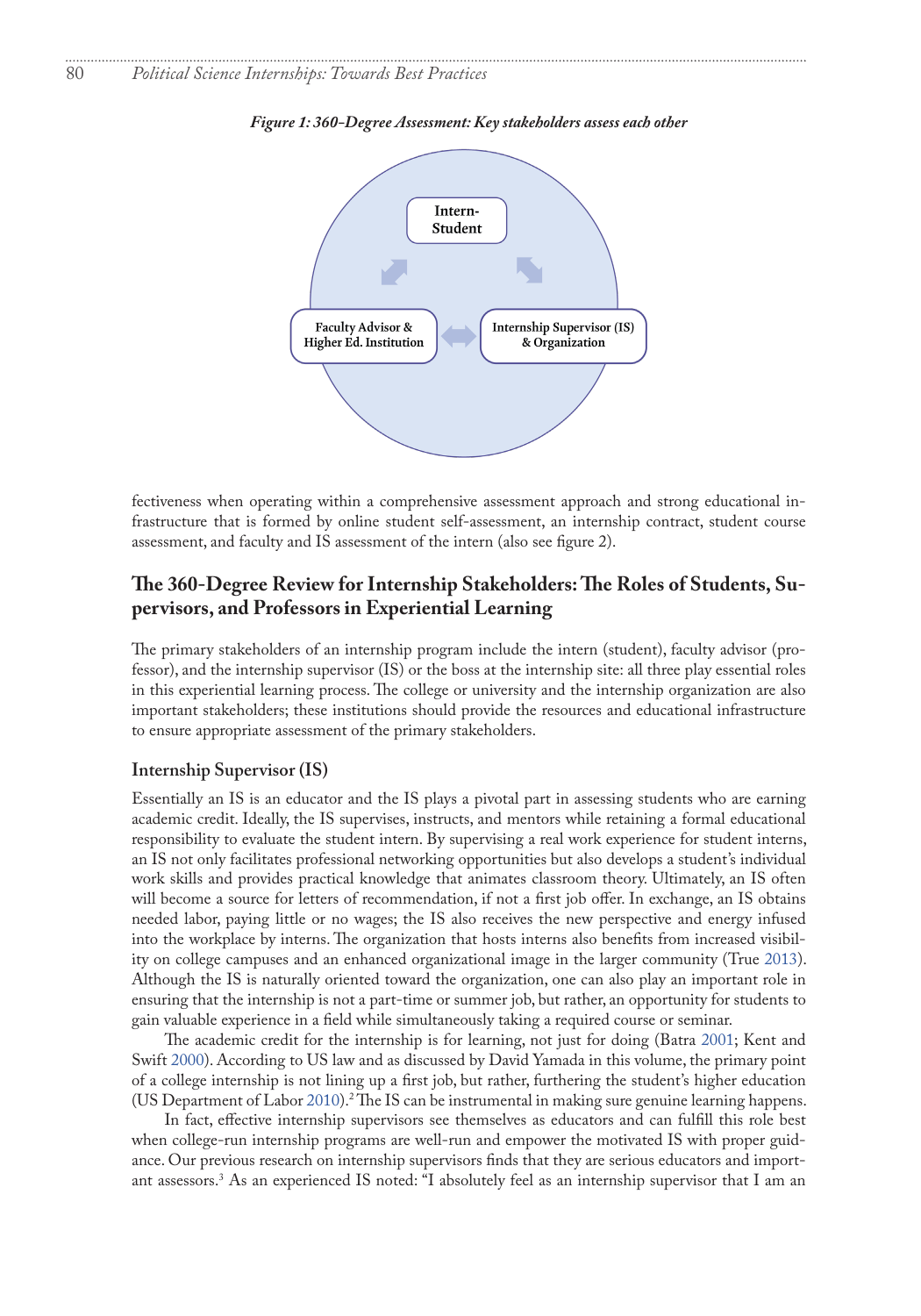*Figure 1: 360-Degree Assessment: Key stakeholders assess each other*

Intern-Student

Faculty Advisor & Higher Ed. Institution

Internship Supervisor (IS) & Organization

fectiveness when operating within a comprehensive assessment approach and strong educational infrastructure that is formed by online student self-assessment, an internship contract, student course assessment, and faculty and IS assessment of the intern (also see figure 2).

## The 360-Degree Review for Internship Stakeholders: The Roles of Students, Supervisors, and Professors in Experiential Learning

The primary stakeholders of an internship program include the intern (student), faculty advisor (professor), and the internship supervisor (IS) or the boss at the internship site: all three play essential roles in this experiential learning process. The college or university and the internship organization are also important stakeholders; these institutions should provide the resources and educational infrastructure to ensure appropriate assessment of the primary stakeholders.

### Internship Supervisor (IS)

Essentially an IS is an educator and the IS plays a pivotal part in assessing students who are earning academic credit. Ideally, the IS supervises, instructs, and mentors while retaining a formal educational responsibility to evaluate the student intern. By supervising a real work experience for student interns, an IS not only facilitates professional networking opportunities but also develops a student's individual work skills and provides practical knowledge that animates classroom theory. Ultimately, an IS often will become a source for letters of recommendation, if not a first job offer. In exchange, an IS obtains needed labor, paying little or no wages; the IS also receives the new perspective and energy infused into the workplace by interns. The organization that hosts interns also benefits from increased visibility on college campuses and an enhanced organizational image in the larger community (True 2013). Although the IS is naturally oriented toward the organization, one can also play an important role in ensuring that the internship is not a part-time or summer job, but rather, an opportunity for students to gain valuable experience in a field while simultaneously taking a required course or seminar.

The academic credit for the internship is for learning, not just for doing (Batra 2001; Kent and Swift 2000). According to US law and as discussed by David Yamada in this volume, the primary point of a college internship is not lining up a first job, but rather, furthering the student's higher education (US Department of Labor 2010).[2] The IS can be instrumental in making sure genuine learning happens.

In fact, effective internship supervisors see themselves as educators and can fulfill this role best when college-run internship programs are well-run and empower the motivated IS with proper guidance. Our previous research on internship supervisors finds that they are serious educators and important assessors.[3] As an experienced IS noted: "I absolutely feel as an internship supervisor that I am an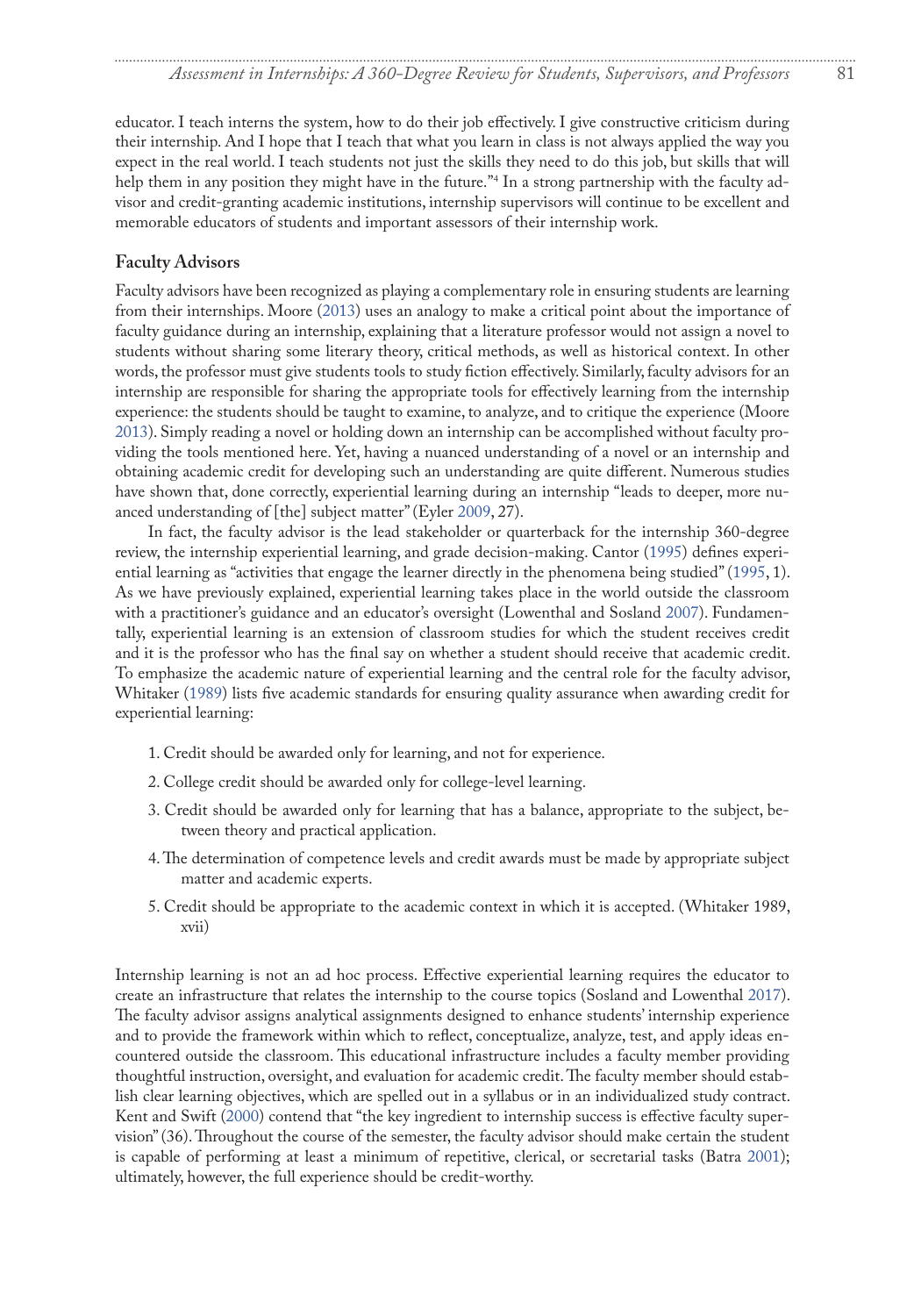educator. I teach interns the system, how to do their job effectively. I give constructive criticism during their internship. And I hope that I teach that what you learn in class is not always applied the way you expect in the real world. I teach students not just the skills they need to do this job, but skills that will help them in any position they might have in the future."[4] In a strong partnership with the faculty advisor and credit-granting academic institutions, internship supervisors will continue to be excellent and memorable educators of students and important assessors of their internship work.

### Faculty Advisors

Faculty advisors have been recognized as playing a complementary role in ensuring students are learning from their internships. Moore (2013) uses an analogy to make a critical point about the importance of faculty guidance during an internship, explaining that a literature professor would not assign a novel to students without sharing some literary theory, critical methods, as well as historical context. In other words, the professor must give students tools to study fiction effectively. Similarly, faculty advisors for an internship are responsible for sharing the appropriate tools for effectively learning from the internship experience: the students should be taught to examine, to analyze, and to critique the experience (Moore 2013). Simply reading a novel or holding down an internship can be accomplished without faculty providing the tools mentioned here. Yet, having a nuanced understanding of a novel or an internship and obtaining academic credit for developing such an understanding are quite different. Numerous studies have shown that, done correctly, experiential learning during an internship "leads to deeper, more nuanced understanding of [the] subject matter" (Eyler 2009, 27).

In fact, the faculty advisor is the lead stakeholder or quarterback for the internship 360-degree review, the internship experiential learning, and grade decision-making. Cantor (1995) defines experiential learning as "activities that engage the learner directly in the phenomena being studied" (1995, 1). As we have previously explained, experiential learning takes place in the world outside the classroom with a practitioner's guidance and an educator's oversight (Lowenthal and Sosland 2007). Fundamentally, experiential learning is an extension of classroom studies for which the student receives credit and it is the professor who has the final say on whether a student should receive that academic credit. To emphasize the academic nature of experiential learning and the central role for the faculty advisor, Whitaker (1989) lists five academic standards for ensuring quality assurance when awarding credit for experiential learning:

1. Credit should be awarded only for learning, and not for experience.
2. College credit should be awarded only for college-level learning.
3. Credit should be awarded only for learning that has a balance, appropriate to the subject, between theory and practical application.
4. The determination of competence levels and credit awards must be made by appropriate subject matter and academic experts.
5. Credit should be appropriate to the academic context in which it is accepted. (Whitaker 1989, xvii)

Internship learning is not an ad hoc process. Effective experiential learning requires the educator to create an infrastructure that relates the internship to the course topics (Sosland and Lowenthal 2017). The faculty advisor assigns analytical assignments designed to enhance students' internship experience and to provide the framework within which to reflect, conceptualize, analyze, test, and apply ideas encountered outside the classroom. This educational infrastructure includes a faculty member providing thoughtful instruction, oversight, and evaluation for academic credit. The faculty member should establish clear learning objectives, which are spelled out in a syllabus or in an individualized study contract. Kent and Swift (2000) contend that "the key ingredient to internship success is effective faculty supervision" (36). Throughout the course of the semester, the faculty advisor should make certain the student is capable of performing at least a minimum of repetitive, clerical, or secretarial tasks (Batra 2001); ultimately, however, the full experience should be credit-worthy.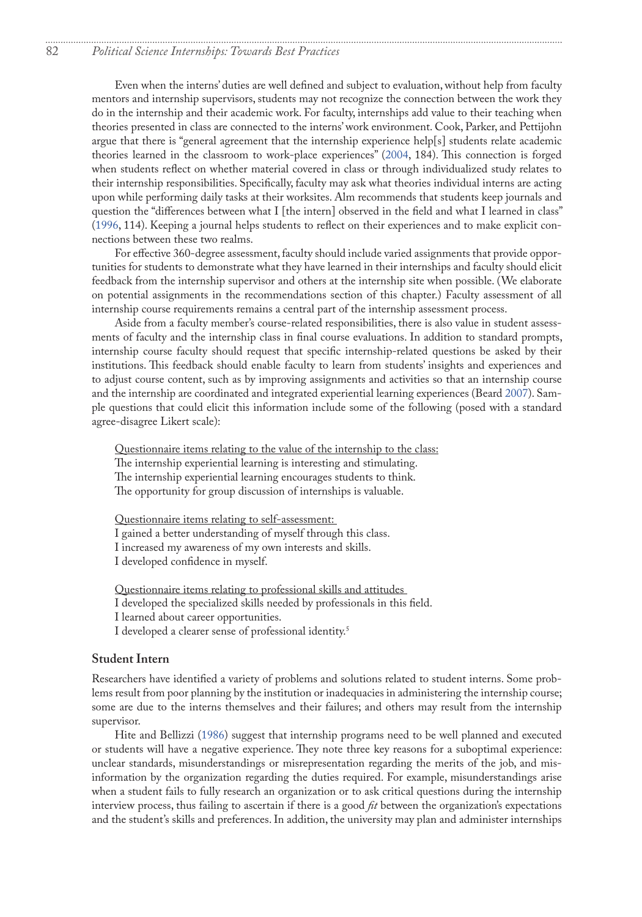Even when the interns' duties are well defined and subject to evaluation, without help from faculty mentors and internship supervisors, students may not recognize the connection between the work they do in the internship and their academic work. For faculty, internships add value to their teaching when theories presented in class are connected to the interns' work environment. Cook, Parker, and Pettijohn argue that there is "general agreement that the internship experience help[s] students relate academic theories learned in the classroom to work-place experiences" (2004, 184). This connection is forged when students reflect on whether material covered in class or through individualized study relates to their internship responsibilities. Specifically, faculty may ask what theories individual interns are acting upon while performing daily tasks at their worksites. Alm recommends that students keep journals and question the "differences between what I [the intern] observed in the field and what I learned in class" (1996, 114). Keeping a journal helps students to reflect on their experiences and to make explicit connections between these two realms.

For effective 360-degree assessment, faculty should include varied assignments that provide opportunities for students to demonstrate what they have learned in their internships and faculty should elicit feedback from the internship supervisor and others at the internship site when possible. (We elaborate on potential assignments in the recommendations section of this chapter.) Faculty assessment of all internship course requirements remains a central part of the internship assessment process.

Aside from a faculty member's course-related responsibilities, there is also value in student assessments of faculty and the internship class in final course evaluations. In addition to standard prompts, internship course faculty should request that specific internship-related questions be asked by their institutions. This feedback should enable faculty to learn from students' insights and experiences and to adjust course content, such as by improving assignments and activities so that an internship course and the internship are coordinated and integrated experiential learning experiences (Beard 2007). Sample questions that could elicit this information include some of the following (posed with a standard agree-disagree Likert scale):

<u>Questionnaire items relating to the value of the internship to the class:</u>
The internship experiential learning is interesting and stimulating.
The internship experiential learning encourages students to think.
The opportunity for group discussion of internships is valuable.

<u>Questionnaire items relating to self-assessment:</u>
I gained a better understanding of myself through this class.
I increased my awareness of my own interests and skills.
I developed confidence in myself.

<u>Questionnaire items relating to professional skills and attitudes</u>
I developed the specialized skills needed by professionals in this field.
I learned about career opportunities.
I developed a clearer sense of professional identity.[5]

## Student Intern

Researchers have identified a variety of problems and solutions related to student interns. Some problems result from poor planning by the institution or inadequacies in administering the internship course; some are due to the interns themselves and their failures; and others may result from the internship supervisor.

Hite and Bellizzi (1986) suggest that internship programs need to be well planned and executed or students will have a negative experience. They note three key reasons for a suboptimal experience: unclear standards, misunderstandings or misrepresentation regarding the merits of the job, and misinformation by the organization regarding the duties required. For example, misunderstandings arise when a student fails to fully research an organization or to ask critical questions during the internship interview process, thus failing to ascertain if there is a good *fit* between the organization's expectations and the student's skills and preferences. In addition, the university may plan and administer internships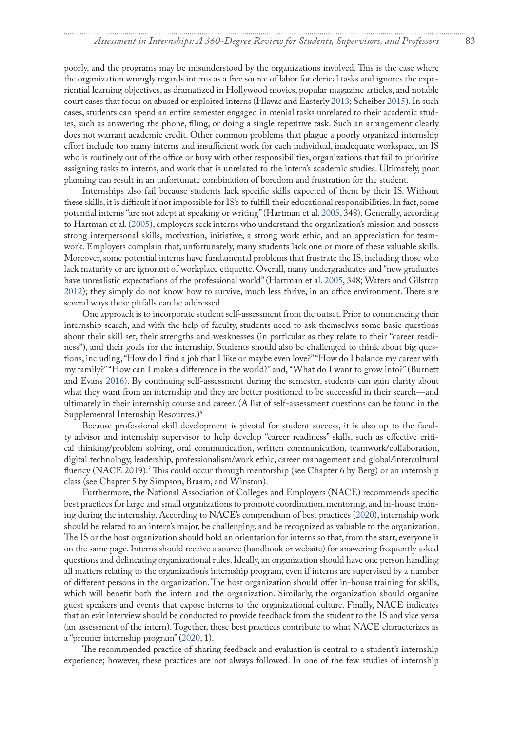poorly, and the programs may be misunderstood by the organizations involved. This is the case where the organization wrongly regards interns as a free source of labor for clerical tasks and ignores the experiential learning objectives, as dramatized in Hollywood movies, popular magazine articles, and notable court cases that focus on abused or exploited interns (Hlavac and Easterly 2013; Scheiber 2015). In such cases, students can spend an entire semester engaged in menial tasks unrelated to their academic studies, such as answering the phone, filing, or doing a single repetitive task. Such an arrangement clearly does not warrant academic credit. Other common problems that plague a poorly organized internship effort include too many interns and insufficient work for each individual, inadequate workspace, an IS who is routinely out of the office or busy with other responsibilities, organizations that fail to prioritize assigning tasks to interns, and work that is unrelated to the intern's academic studies. Ultimately, poor planning can result in an unfortunate combination of boredom and frustration for the student.

Internships also fail because students lack specific skills expected of them by their IS. Without these skills, it is difficult if not impossible for IS's to fulfill their educational responsibilities. In fact, some potential interns "are not adept at speaking or writing" (Hartman et al. 2005, 348). Generally, according to Hartman et al. (2005), employers seek interns who understand the organization's mission and possess strong interpersonal skills, motivation, initiative, a strong work ethic, and an appreciation for teamwork. Employers complain that, unfortunately, many students lack one or more of these valuable skills. Moreover, some potential interns have fundamental problems that frustrate the IS, including those who lack maturity or are ignorant of workplace etiquette. Overall, many undergraduates and "new graduates have unrealistic expectations of the professional world" (Hartman et al. 2005, 348; Waters and Gilstrap 2012); they simply do not know how to survive, much less thrive, in an office environment. There are several ways these pitfalls can be addressed.

One approach is to incorporate student self-assessment from the outset. Prior to commencing their internship search, and with the help of faculty, students need to ask themselves some basic questions about their skill set, their strengths and weaknesses (in particular as they relate to their "career readiness"), and their goals for the internship. Students should also be challenged to think about big questions, including, "How do I find a job that I like or maybe even love?" "How do I balance my career with my family?" "How can I make a difference in the world?" and, "What do I want to grow into?" (Burnett and Evans 2016). By continuing self-assessment during the semester, students can gain clarity about what they want from an internship and they are better positioned to be successful in their search—and ultimately in their internship course and career. (A list of self-assessment questions can be found in the Supplemental Internship Resources.)[6]

Because professional skill development is pivotal for student success, it is also up to the faculty advisor and internship supervisor to help develop "career readiness" skills, such as effective critical thinking/problem solving, oral communication, written communication, teamwork/collaboration, digital technology, leadership, professionalism/work ethic, career management and global/intercultural fluency (NACE 2019).[7] This could occur through mentorship (see Chapter 6 by Berg) or an internship class (see Chapter 5 by Simpson, Braam, and Winston).

Furthermore, the National Association of Colleges and Employers (NACE) recommends specific best practices for large and small organizations to promote coordination, mentoring, and in-house training during the internship. According to NACE's compendium of best practices (2020), internship work should be related to an intern's major, be challenging, and be recognized as valuable to the organization. The IS or the host organization should hold an orientation for interns so that, from the start, everyone is on the same page. Interns should receive a source (handbook or website) for answering frequently asked questions and delineating organizational rules. Ideally, an organization should have one person handling all matters relating to the organization's internship program, even if interns are supervised by a number of different persons in the organization. The host organization should offer in-house training for skills, which will benefit both the intern and the organization. Similarly, the organization should organize guest speakers and events that expose interns to the organizational culture. Finally, NACE indicates that an exit interview should be conducted to provide feedback from the student to the IS and vice versa (an assessment of the intern). Together, these best practices contribute to what NACE characterizes as a "premier internship program" (2020, 1).

The recommended practice of sharing feedback and evaluation is central to a student's internship experience; however, these practices are not always followed. In one of the few studies of internship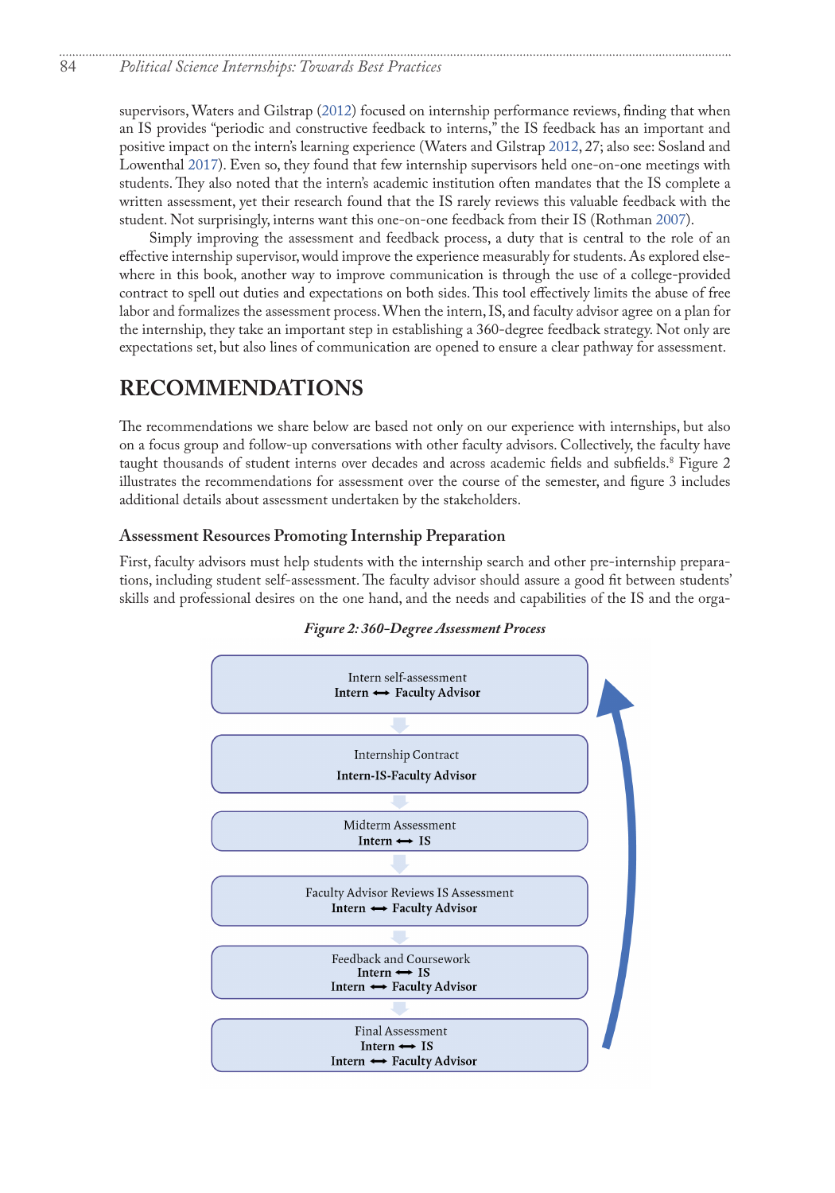supervisors, Waters and Gilstrap (2012) focused on internship performance reviews, finding that when an IS provides "periodic and constructive feedback to interns," the IS feedback has an important and positive impact on the intern's learning experience (Waters and Gilstrap 2012, 27; also see: Sosland and Lowenthal 2017). Even so, they found that few internship supervisors held one-on-one meetings with students. They also noted that the intern's academic institution often mandates that the IS complete a written assessment, yet their research found that the IS rarely reviews this valuable feedback with the student. Not surprisingly, interns want this one-on-one feedback from their IS (Rothman 2007).

Simply improving the assessment and feedback process, a duty that is central to the role of an effective internship supervisor, would improve the experience measurably for students. As explored elsewhere in this book, another way to improve communication is through the use of a college-provided contract to spell out duties and expectations on both sides. This tool effectively limits the abuse of free labor and formalizes the assessment process. When the intern, IS, and faculty advisor agree on a plan for the internship, they take an important step in establishing a 360-degree feedback strategy. Not only are expectations set, but also lines of communication are opened to ensure a clear pathway for assessment.

## RECOMMENDATIONS

The recommendations we share below are based not only on our experience with internships, but also on a focus group and follow-up conversations with other faculty advisors. Collectively, the faculty have taught thousands of student interns over decades and across academic fields and subfields.[8] Figure 2 illustrates the recommendations for assessment over the course of the semester, and figure 3 includes additional details about assessment undertaken by the stakeholders.

### Assessment Resources Promoting Internship Preparation

First, faculty advisors must help students with the internship search and other pre-internship preparations, including student self-assessment. The faculty advisor should assure a good fit between students' skills and professional desires on the one hand, and the needs and capabilities of the IS and the orga-

*Figure 2: 360-Degree Assessment Process*

Intern self-assessment
**Intern ⟷ Faculty Advisor**

Internship Contract
**Intern-IS-Faculty Advisor**

Midterm Assessment
**Intern ⟷ IS**

Faculty Advisor Reviews IS Assessment
**Intern ⟷ Faculty Advisor**

Feedback and Coursework
**Intern ⟷ IS**
**Intern ⟷ Faculty Advisor**

Final Assessment
**Intern ⟷ IS**
**Intern ⟷ Faculty Advisor**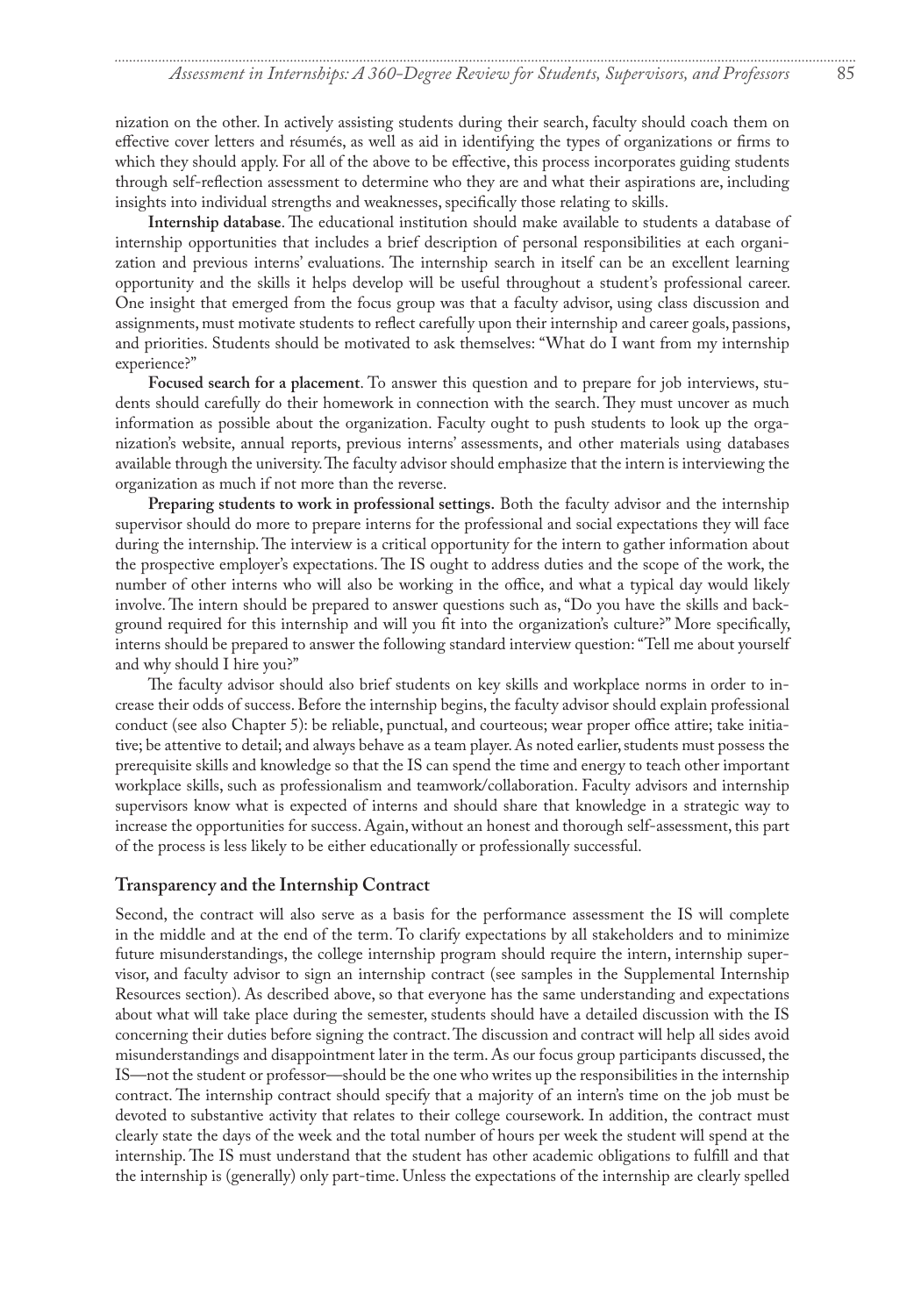nization on the other. In actively assisting students during their search, faculty should coach them on effective cover letters and résumés, as well as aid in identifying the types of organizations or firms to which they should apply. For all of the above to be effective, this process incorporates guiding students through self-reflection assessment to determine who they are and what their aspirations are, including insights into individual strengths and weaknesses, specifically those relating to skills.

**Internship database**. The educational institution should make available to students a database of internship opportunities that includes a brief description of personal responsibilities at each organization and previous interns' evaluations. The internship search in itself can be an excellent learning opportunity and the skills it helps develop will be useful throughout a student's professional career. One insight that emerged from the focus group was that a faculty advisor, using class discussion and assignments, must motivate students to reflect carefully upon their internship and career goals, passions, and priorities. Students should be motivated to ask themselves: "What do I want from my internship experience?"

**Focused search for a placement**. To answer this question and to prepare for job interviews, students should carefully do their homework in connection with the search. They must uncover as much information as possible about the organization. Faculty ought to push students to look up the organization's website, annual reports, previous interns' assessments, and other materials using databases available through the university. The faculty advisor should emphasize that the intern is interviewing the organization as much if not more than the reverse.

**Preparing students to work in professional settings.** Both the faculty advisor and the internship supervisor should do more to prepare interns for the professional and social expectations they will face during the internship. The interview is a critical opportunity for the intern to gather information about the prospective employer's expectations. The IS ought to address duties and the scope of the work, the number of other interns who will also be working in the office, and what a typical day would likely involve. The intern should be prepared to answer questions such as, "Do you have the skills and background required for this internship and will you fit into the organization's culture?" More specifically, interns should be prepared to answer the following standard interview question: "Tell me about yourself and why should I hire you?"

The faculty advisor should also brief students on key skills and workplace norms in order to increase their odds of success. Before the internship begins, the faculty advisor should explain professional conduct (see also Chapter 5): be reliable, punctual, and courteous; wear proper office attire; take initiative; be attentive to detail; and always behave as a team player. As noted earlier, students must possess the prerequisite skills and knowledge so that the IS can spend the time and energy to teach other important workplace skills, such as professionalism and teamwork/collaboration. Faculty advisors and internship supervisors know what is expected of interns and should share that knowledge in a strategic way to increase the opportunities for success. Again, without an honest and thorough self-assessment, this part of the process is less likely to be either educationally or professionally successful.

## Transparency and the Internship Contract

Second, the contract will also serve as a basis for the performance assessment the IS will complete in the middle and at the end of the term. To clarify expectations by all stakeholders and to minimize future misunderstandings, the college internship program should require the intern, internship supervisor, and faculty advisor to sign an internship contract (see samples in the Supplemental Internship Resources section). As described above, so that everyone has the same understanding and expectations about what will take place during the semester, students should have a detailed discussion with the IS concerning their duties before signing the contract. The discussion and contract will help all sides avoid misunderstandings and disappointment later in the term. As our focus group participants discussed, the IS—not the student or professor—should be the one who writes up the responsibilities in the internship contract. The internship contract should specify that a majority of an intern's time on the job must be devoted to substantive activity that relates to their college coursework. In addition, the contract must clearly state the days of the week and the total number of hours per week the student will spend at the internship. The IS must understand that the student has other academic obligations to fulfill and that the internship is (generally) only part-time. Unless the expectations of the internship are clearly spelled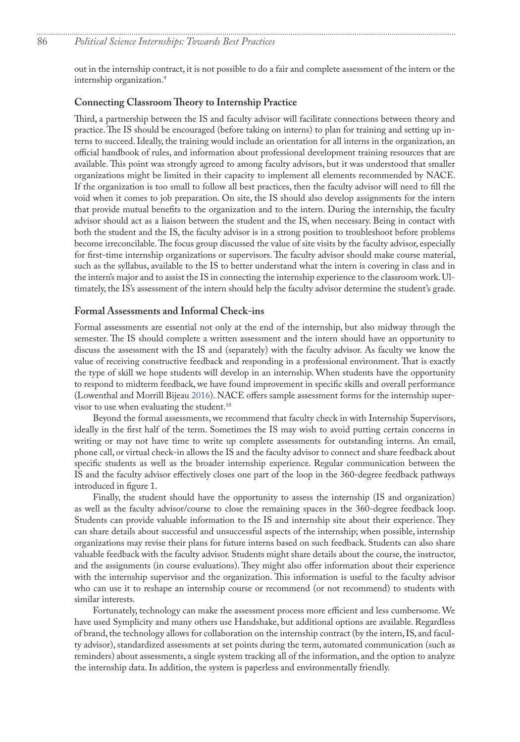out in the internship contract, it is not possible to do a fair and complete assessment of the intern or the internship organization.[9]

### Connecting Classroom Theory to Internship Practice

Third, a partnership between the IS and faculty advisor will facilitate connections between theory and practice. The IS should be encouraged (before taking on interns) to plan for training and setting up interns to succeed. Ideally, the training would include an orientation for all interns in the organization, an official handbook of rules, and information about professional development training resources that are available. This point was strongly agreed to among faculty advisors, but it was understood that smaller organizations might be limited in their capacity to implement all elements recommended by NACE. If the organization is too small to follow all best practices, then the faculty advisor will need to fill the void when it comes to job preparation. On site, the IS should also develop assignments for the intern that provide mutual benefits to the organization and to the intern. During the internship, the faculty advisor should act as a liaison between the student and the IS, when necessary. Being in contact with both the student and the IS, the faculty advisor is in a strong position to troubleshoot before problems become irreconcilable. The focus group discussed the value of site visits by the faculty advisor, especially for first-time internship organizations or supervisors. The faculty advisor should make course material, such as the syllabus, available to the IS to better understand what the intern is covering in class and in the intern's major and to assist the IS in connecting the internship experience to the classroom work. Ultimately, the IS's assessment of the intern should help the faculty advisor determine the student's grade.

### Formal Assessments and Informal Check-ins

Formal assessments are essential not only at the end of the internship, but also midway through the semester. The IS should complete a written assessment and the intern should have an opportunity to discuss the assessment with the IS and (separately) with the faculty advisor. As faculty we know the value of receiving constructive feedback and responding in a professional environment. That is exactly the type of skill we hope students will develop in an internship. When students have the opportunity to respond to midterm feedback, we have found improvement in specific skills and overall performance (Lowenthal and Morrill Bijeau 2016). NACE offers sample assessment forms for the internship supervisor to use when evaluating the student.[10]

Beyond the formal assessments, we recommend that faculty check in with Internship Supervisors, ideally in the first half of the term. Sometimes the IS may wish to avoid putting certain concerns in writing or may not have time to write up complete assessments for outstanding interns. An email, phone call, or virtual check-in allows the IS and the faculty advisor to connect and share feedback about specific students as well as the broader internship experience. Regular communication between the IS and the faculty advisor effectively closes one part of the loop in the 360-degree feedback pathways introduced in figure 1.

Finally, the student should have the opportunity to assess the internship (IS and organization) as well as the faculty advisor/course to close the remaining spaces in the 360-degree feedback loop. Students can provide valuable information to the IS and internship site about their experience. They can share details about successful and unsuccessful aspects of the internship; when possible, internship organizations may revise their plans for future interns based on such feedback. Students can also share valuable feedback with the faculty advisor. Students might share details about the course, the instructor, and the assignments (in course evaluations). They might also offer information about their experience with the internship supervisor and the organization. This information is useful to the faculty advisor who can use it to reshape an internship course or recommend (or not recommend) to students with similar interests.

Fortunately, technology can make the assessment process more efficient and less cumbersome. We have used Symplicity and many others use Handshake, but additional options are available. Regardless of brand, the technology allows for collaboration on the internship contract (by the intern, IS, and faculty advisor), standardized assessments at set points during the term, automated communication (such as reminders) about assessments, a single system tracking all of the information, and the option to analyze the internship data. In addition, the system is paperless and environmentally friendly.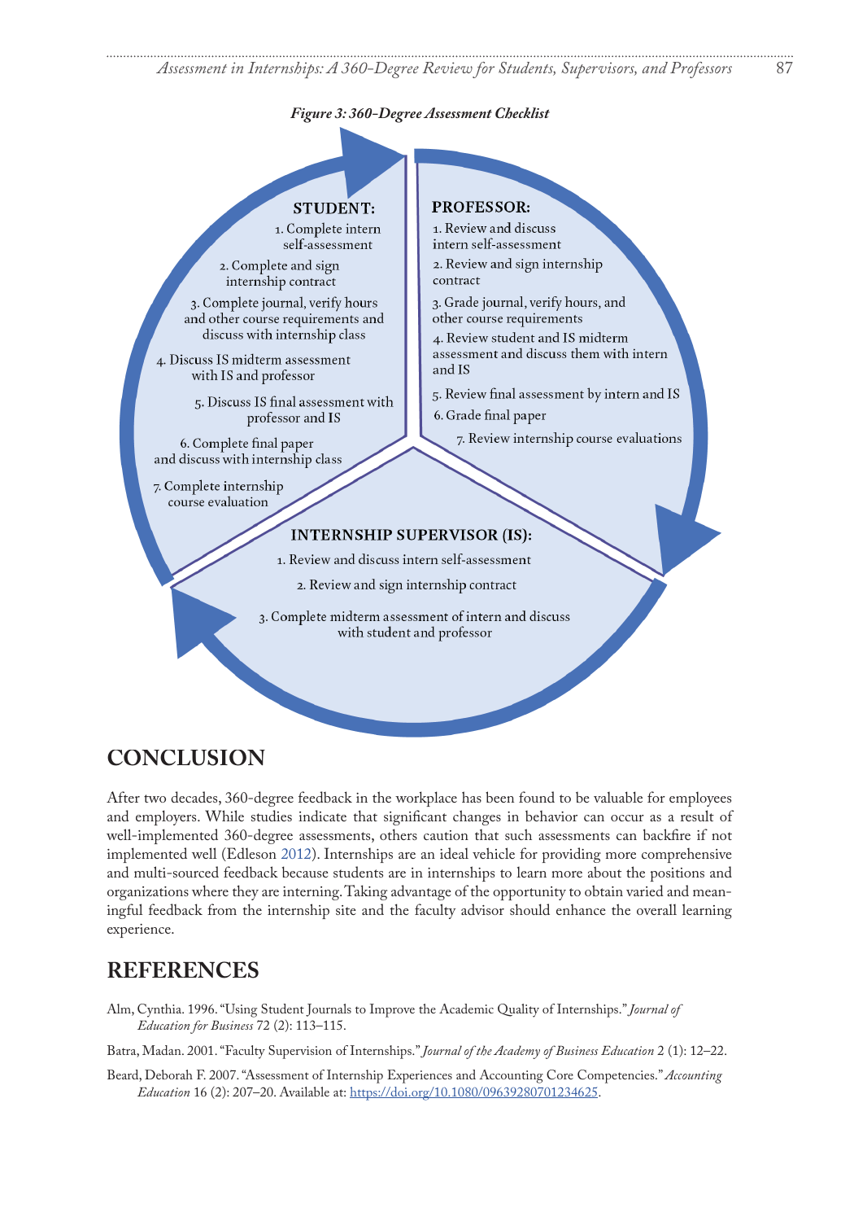*Figure 3: 360-Degree Assessment Checklist*

**STUDENT:**

1. Complete intern self-assessment
2. Complete and sign internship contract
3. Complete journal, verify hours and other course requirements and discuss with internship class
4. Discuss IS midterm assessment with IS and professor
5. Discuss IS final assessment with professor and IS
6. Complete final paper and discuss with internship class
7. Complete internship course evaluation

**PROFESSOR:**

1. Review and discuss intern self-assessment
2. Review and sign internship contract
3. Grade journal, verify hours, and other course requirements
4. Review student and IS midterm assessment and discuss them with intern and IS
5. Review final assessment by intern and IS
6. Grade final paper
7. Review internship course evaluations

**INTERNSHIP SUPERVISOR (IS):**

1. Review and discuss intern self-assessment
2. Review and sign internship contract
3. Complete midterm assessment of intern and discuss with student and professor

## CONCLUSION

After two decades, 360-degree feedback in the workplace has been found to be valuable for employees and employers. While studies indicate that significant changes in behavior can occur as a result of well-implemented 360-degree assessments, others caution that such assessments can backfire if not implemented well (Edleson 2012). Internships are an ideal vehicle for providing more comprehensive and multi-sourced feedback because students are in internships to learn more about the positions and organizations where they are interning. Taking advantage of the opportunity to obtain varied and meaningful feedback from the internship site and the faculty advisor should enhance the overall learning experience.

## REFERENCES

Alm, Cynthia. 1996. "Using Student Journals to Improve the Academic Quality of Internships." *Journal of Education for Business* 72 (2): 113–115.

Batra, Madan. 2001. "Faculty Supervision of Internships." *Journal of the Academy of Business Education* 2 (1): 12–22.

Beard, Deborah F. 2007. "Assessment of Internship Experiences and Accounting Core Competencies." *Accounting Education* 16 (2): 207–20. Available at: https://doi.org/10.1080/09639280701234625.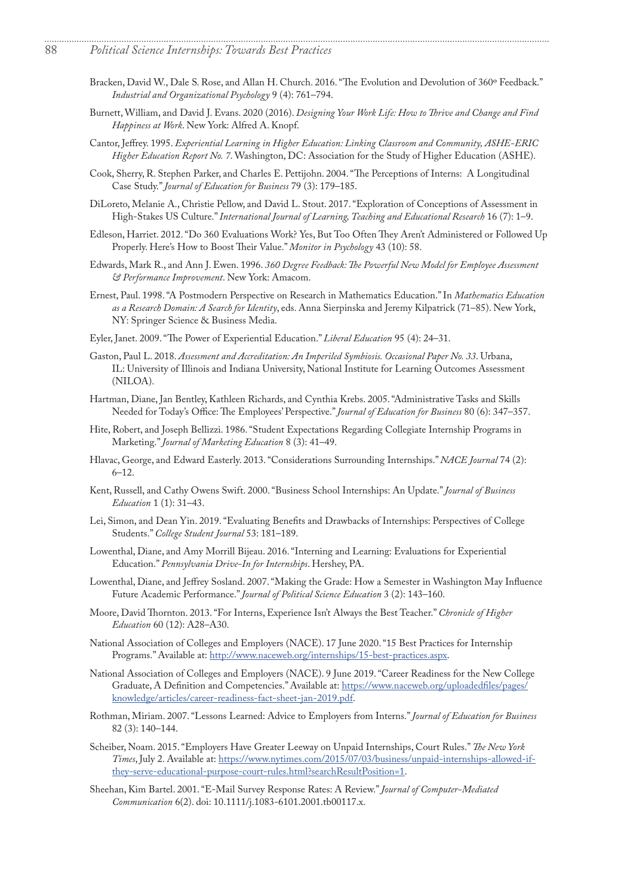Bracken, David W., Dale S. Rose, and Allan H. Church. 2016. "The Evolution and Devolution of 360º Feedback." *Industrial and Organizational Psychology* 9 (4): 761–794.

Burnett, William, and David J. Evans. 2020 (2016). *Designing Your Work Life: How to Thrive and Change and Find Happiness at Work*. New York: Alfred A. Knopf.

Cantor, Jeffrey. 1995. *Experiential Learning in Higher Education: Linking Classroom and Community, ASHE-ERIC Higher Education Report No. 7*. Washington, DC: Association for the Study of Higher Education (ASHE).

Cook, Sherry, R. Stephen Parker, and Charles E. Pettijohn. 2004. "The Perceptions of Interns: A Longitudinal Case Study." *Journal of Education for Business* 79 (3): 179–185.

DiLoreto, Melanie A., Christie Pellow, and David L. Stout. 2017. "Exploration of Conceptions of Assessment in High-Stakes US Culture." *International Journal of Learning, Teaching and Educational Research* 16 (7): 1–9.

Edleson, Harriet. 2012. "Do 360 Evaluations Work? Yes, But Too Often They Aren't Administered or Followed Up Properly. Here's How to Boost Their Value." *Monitor in Psychology* 43 (10): 58.

Edwards, Mark R., and Ann J. Ewen. 1996. *360 Degree Feedback: The Powerful New Model for Employee Assessment & Performance Improvement*. New York: Amacom.

Ernest, Paul. 1998. "A Postmodern Perspective on Research in Mathematics Education." In *Mathematics Education as a Research Domain: A Search for Identity*, eds. Anna Sierpinska and Jeremy Kilpatrick (71–85). New York, NY: Springer Science & Business Media.

Eyler, Janet. 2009. "The Power of Experiential Education." *Liberal Education* 95 (4): 24–31.

Gaston, Paul L. 2018. *Assessment and Accreditation: An Imperiled Symbiosis. Occasional Paper No. 33*. Urbana, IL: University of Illinois and Indiana University, National Institute for Learning Outcomes Assessment (NILOA).

Hartman, Diane, Jan Bentley, Kathleen Richards, and Cynthia Krebs. 2005. "Administrative Tasks and Skills Needed for Today's Office: The Employees' Perspective." *Journal of Education for Business* 80 (6): 347–357.

Hite, Robert, and Joseph Bellizzi. 1986. "Student Expectations Regarding Collegiate Internship Programs in Marketing." *Journal of Marketing Education* 8 (3): 41–49.

Hlavac, George, and Edward Easterly. 2013. "Considerations Surrounding Internships." *NACE Journal* 74 (2): 6–12.

Kent, Russell, and Cathy Owens Swift. 2000. "Business School Internships: An Update." *Journal of Business Education* 1 (1): 31–43.

Lei, Simon, and Dean Yin. 2019. "Evaluating Benefits and Drawbacks of Internships: Perspectives of College Students." *College Student Journal* 53: 181–189.

Lowenthal, Diane, and Amy Morrill Bijeau. 2016. "Interning and Learning: Evaluations for Experiential Education." *Pennsylvania Drive-In for Internships*. Hershey, PA.

Lowenthal, Diane, and Jeffrey Sosland. 2007. "Making the Grade: How a Semester in Washington May Influence Future Academic Performance." *Journal of Political Science Education* 3 (2): 143–160.

Moore, David Thornton. 2013. "For Interns, Experience Isn't Always the Best Teacher." *Chronicle of Higher Education* 60 (12): A28–A30.

National Association of Colleges and Employers (NACE). 17 June 2020. "15 Best Practices for Internship Programs." Available at: http://www.naceweb.org/internships/15-best-practices.aspx.

National Association of Colleges and Employers (NACE). 9 June 2019. "Career Readiness for the New College Graduate, A Definition and Competencies." Available at: https://www.naceweb.org/uploadedfiles/pages/knowledge/articles/career-readiness-fact-sheet-jan-2019.pdf.

Rothman, Miriam. 2007. "Lessons Learned: Advice to Employers from Interns." *Journal of Education for Business* 82 (3): 140–144.

Scheiber, Noam. 2015. "Employers Have Greater Leeway on Unpaid Internships, Court Rules." *The New York Times*, July 2. Available at: https://www.nytimes.com/2015/07/03/business/unpaid-internships-allowed-if-they-serve-educational-purpose-court-rules.html?searchResultPosition=1.

Sheehan, Kim Bartel. 2001. "E-Mail Survey Response Rates: A Review." *Journal of Computer-Mediated Communication* 6(2). doi: 10.1111/j.1083-6101.2001.tb00117.x.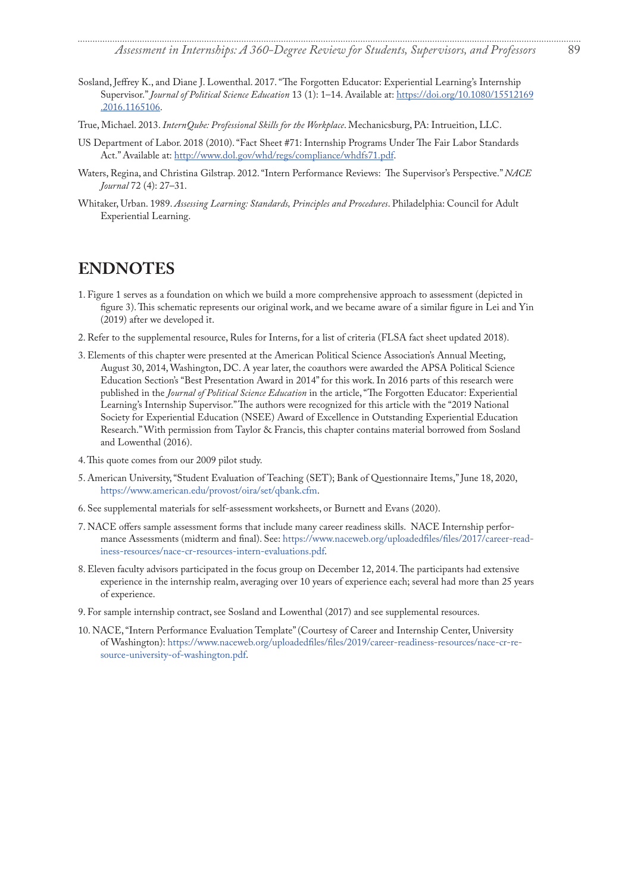Sosland, Jeffrey K., and Diane J. Lowenthal. 2017. "The Forgotten Educator: Experiential Learning's Internship Supervisor." *Journal of Political Science Education* 13 (1): 1–14. Available at: https://doi.org/10.1080/15512169.2016.1165106.

True, Michael. 2013. *InternQube: Professional Skills for the Workplace*. Mechanicsburg, PA: Intrueition, LLC.

US Department of Labor. 2018 (2010). "Fact Sheet #71: Internship Programs Under The Fair Labor Standards Act." Available at: http://www.dol.gov/whd/regs/compliance/whdfs71.pdf.

Waters, Regina, and Christina Gilstrap. 2012. "Intern Performance Reviews: The Supervisor's Perspective." *NACE Journal* 72 (4): 27–31.

Whitaker, Urban. 1989. *Assessing Learning: Standards, Principles and Procedures*. Philadelphia: Council for Adult Experiential Learning.

## ENDNOTES

1. Figure 1 serves as a foundation on which we build a more comprehensive approach to assessment (depicted in figure 3). This schematic represents our original work, and we became aware of a similar figure in Lei and Yin (2019) after we developed it.

2. Refer to the supplemental resource, Rules for Interns, for a list of criteria (FLSA fact sheet updated 2018).

3. Elements of this chapter were presented at the American Political Science Association's Annual Meeting, August 30, 2014, Washington, DC. A year later, the coauthors were awarded the APSA Political Science Education Section's "Best Presentation Award in 2014" for this work. In 2016 parts of this research were published in the *Journal of Political Science Education* in the article, "The Forgotten Educator: Experiential Learning's Internship Supervisor." The authors were recognized for this article with the "2019 National Society for Experiential Education (NSEE) Award of Excellence in Outstanding Experiential Education Research." With permission from Taylor & Francis, this chapter contains material borrowed from Sosland and Lowenthal (2016).

4. This quote comes from our 2009 pilot study.

5. American University, "Student Evaluation of Teaching (SET); Bank of Questionnaire Items," June 18, 2020, https://www.american.edu/provost/oira/set/qbank.cfm.

6. See supplemental materials for self-assessment worksheets, or Burnett and Evans (2020).

7. NACE offers sample assessment forms that include many career readiness skills. NACE Internship performance Assessments (midterm and final). See: https://www.naceweb.org/uploadedfiles/files/2017/career-readiness-resources/nace-cr-resources-intern-evaluations.pdf.

8. Eleven faculty advisors participated in the focus group on December 12, 2014. The participants had extensive experience in the internship realm, averaging over 10 years of experience each; several had more than 25 years of experience.

9. For sample internship contract, see Sosland and Lowenthal (2017) and see supplemental resources.

10. NACE, "Intern Performance Evaluation Template" (Courtesy of Career and Internship Center, University of Washington): https://www.naceweb.org/uploadedfiles/files/2019/career-readiness-resources/nace-cr-resource-university-of-washington.pdf.